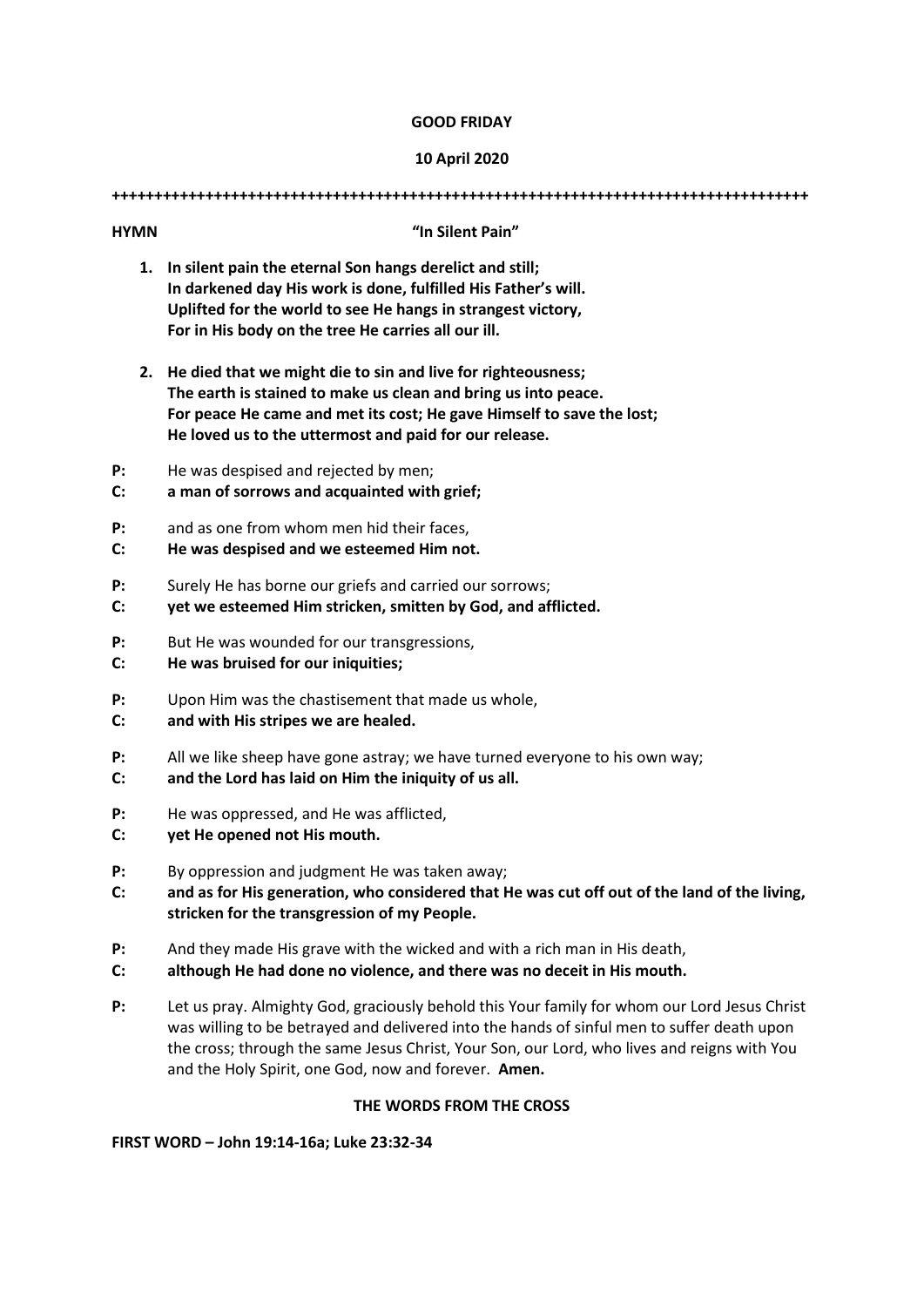# GOOD FRIDAY

**10 April 2020**

++++++++++++++++++++++++++++++++++++++++++++++++++++++++++++++++++++++++++++++++++++

**HYMN** **"In Silent Pain"**

1. **In silent pain the eternal Son hangs derelict and still;**
   **In darkened day His work is done, fulfilled His Father's will.**
   **Uplifted for the world to see He hangs in strangest victory,**
   **For in His body on the tree He carries all our ill.**

2. **He died that we might die to sin and live for righteousness;**
   **The earth is stained to make us clean and bring us into peace.**
   **For peace He came and met its cost; He gave Himself to save the lost;**
   **He loved us to the uttermost and paid for our release.**

**P:** He was despised and rejected by men;
**C:** **a man of sorrows and acquainted with grief;**

**P:** and as one from whom men hid their faces,
**C:** **He was despised and we esteemed Him not.**

**P:** Surely He has borne our griefs and carried our sorrows;
**C:** **yet we esteemed Him stricken, smitten by God, and afflicted.**

**P:** But He was wounded for our transgressions,
**C:** **He was bruised for our iniquities;**

**P:** Upon Him was the chastisement that made us whole,
**C:** **and with His stripes we are healed.**

**P:** All we like sheep have gone astray; we have turned everyone to his own way;
**C:** **and the Lord has laid on Him the iniquity of us all.**

**P:** He was oppressed, and He was afflicted,
**C:** **yet He opened not His mouth.**

**P:** By oppression and judgment He was taken away;
**C:** **and as for His generation, who considered that He was cut off out of the land of the living, stricken for the transgression of my People.**

**P:** And they made His grave with the wicked and with a rich man in His death,
**C:** **although He had done no violence, and there was no deceit in His mouth.**

**P:** Let us pray. Almighty God, graciously behold this Your family for whom our Lord Jesus Christ was willing to be betrayed and delivered into the hands of sinful men to suffer death upon the cross; through the same Jesus Christ, Your Son, our Lord, who lives and reigns with You and the Holy Spirit, one God, now and forever. **Amen.**

## THE WORDS FROM THE CROSS

**FIRST WORD – John 19:14-16a; Luke 23:32-34**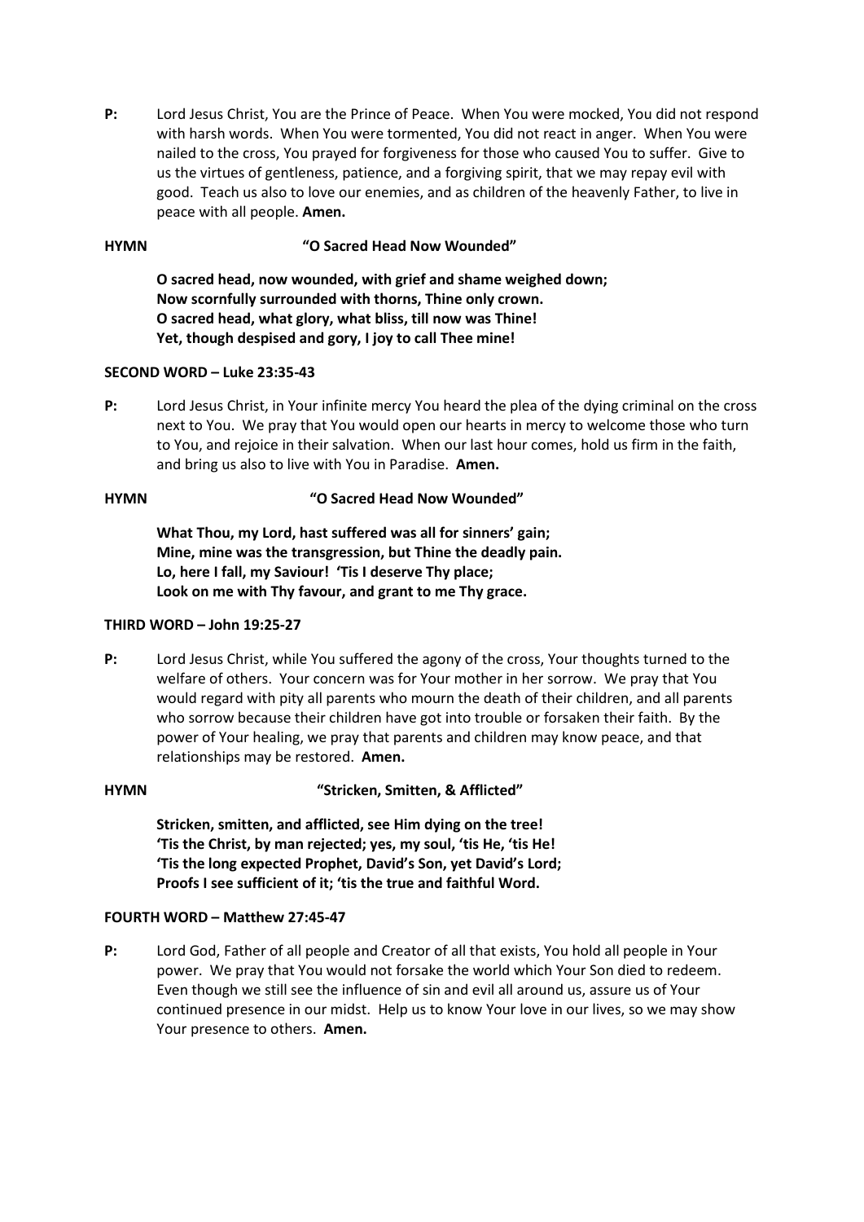**P:** Lord Jesus Christ, You are the Prince of Peace. When You were mocked, You did not respond with harsh words. When You were tormented, You did not react in anger. When You were nailed to the cross, You prayed for forgiveness for those who caused You to suffer. Give to us the virtues of gentleness, patience, and a forgiving spirit, that we may repay evil with good. Teach us also to love our enemies, and as children of the heavenly Father, to live in peace with all people. **Amen.**

**HYMN** **"O Sacred Head Now Wounded"**

**O sacred head, now wounded, with grief and shame weighed down;**
**Now scornfully surrounded with thorns, Thine only crown.**
**O sacred head, what glory, what bliss, till now was Thine!**
**Yet, though despised and gory, I joy to call Thee mine!**

**SECOND WORD – Luke 23:35-43**

**P:** Lord Jesus Christ, in Your infinite mercy You heard the plea of the dying criminal on the cross next to You. We pray that You would open our hearts in mercy to welcome those who turn to You, and rejoice in their salvation. When our last hour comes, hold us firm in the faith, and bring us also to live with You in Paradise. **Amen.**

**HYMN** **"O Sacred Head Now Wounded"**

**What Thou, my Lord, hast suffered was all for sinners' gain;**
**Mine, mine was the transgression, but Thine the deadly pain.**
**Lo, here I fall, my Saviour! 'Tis I deserve Thy place;**
**Look on me with Thy favour, and grant to me Thy grace.**

**THIRD WORD – John 19:25-27**

**P:** Lord Jesus Christ, while You suffered the agony of the cross, Your thoughts turned to the welfare of others. Your concern was for Your mother in her sorrow. We pray that You would regard with pity all parents who mourn the death of their children, and all parents who sorrow because their children have got into trouble or forsaken their faith. By the power of Your healing, we pray that parents and children may know peace, and that relationships may be restored. **Amen.**

**HYMN** **"Stricken, Smitten, & Afflicted"**

**Stricken, smitten, and afflicted, see Him dying on the tree!**
**'Tis the Christ, by man rejected; yes, my soul, 'tis He, 'tis He!**
**'Tis the long expected Prophet, David's Son, yet David's Lord;**
**Proofs I see sufficient of it; 'tis the true and faithful Word.**

**FOURTH WORD – Matthew 27:45-47**

**P:** Lord God, Father of all people and Creator of all that exists, You hold all people in Your power. We pray that You would not forsake the world which Your Son died to redeem. Even though we still see the influence of sin and evil all around us, assure us of Your continued presence in our midst. Help us to know Your love in our lives, so we may show Your presence to others. **Amen.**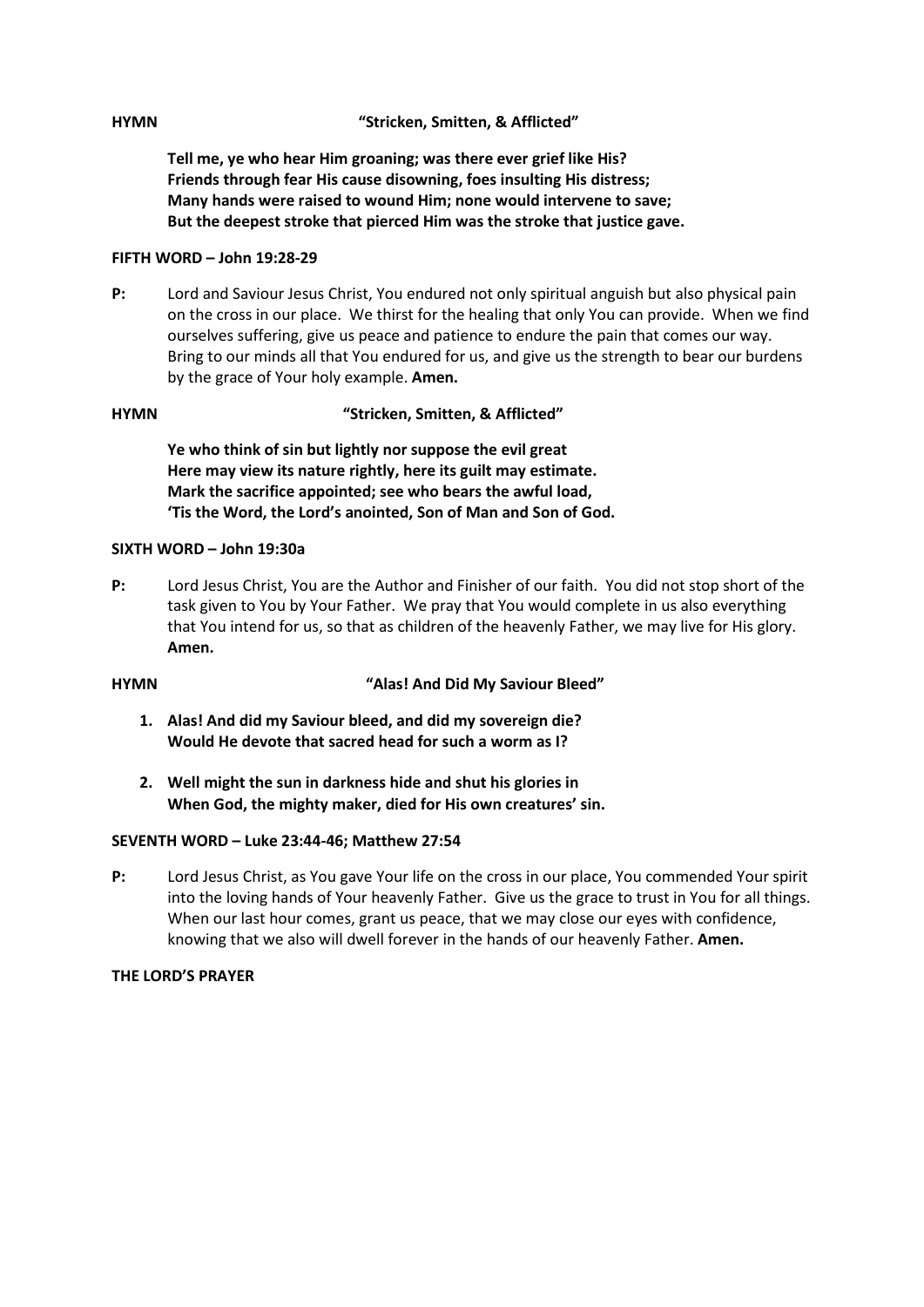**HYMN** **"Stricken, Smitten, & Afflicted"**

**Tell me, ye who hear Him groaning; was there ever grief like His?**
**Friends through fear His cause disowning, foes insulting His distress;**
**Many hands were raised to wound Him; none would intervene to save;**
**But the deepest stroke that pierced Him was the stroke that justice gave.**

**FIFTH WORD – John 19:28-29**

**P:** Lord and Saviour Jesus Christ, You endured not only spiritual anguish but also physical pain on the cross in our place. We thirst for the healing that only You can provide. When we find ourselves suffering, give us peace and patience to endure the pain that comes our way. Bring to our minds all that You endured for us, and give us the strength to bear our burdens by the grace of Your holy example. **Amen.**

**HYMN** **"Stricken, Smitten, & Afflicted"**

**Ye who think of sin but lightly nor suppose the evil great**
**Here may view its nature rightly, here its guilt may estimate.**
**Mark the sacrifice appointed; see who bears the awful load,**
**'Tis the Word, the Lord's anointed, Son of Man and Son of God.**

**SIXTH WORD – John 19:30a**

**P:** Lord Jesus Christ, You are the Author and Finisher of our faith. You did not stop short of the task given to You by Your Father. We pray that You would complete in us also everything that You intend for us, so that as children of the heavenly Father, we may live for His glory. **Amen.**

**HYMN** **"Alas! And Did My Saviour Bleed"**

1. **Alas! And did my Saviour bleed, and did my sovereign die?**
   **Would He devote that sacred head for such a worm as I?**

2. **Well might the sun in darkness hide and shut his glories in**
   **When God, the mighty maker, died for His own creatures' sin.**

**SEVENTH WORD – Luke 23:44-46; Matthew 27:54**

**P:** Lord Jesus Christ, as You gave Your life on the cross in our place, You commended Your spirit into the loving hands of Your heavenly Father. Give us the grace to trust in You for all things. When our last hour comes, grant us peace, that we may close our eyes with confidence, knowing that we also will dwell forever in the hands of our heavenly Father. **Amen.**

**THE LORD'S PRAYER**